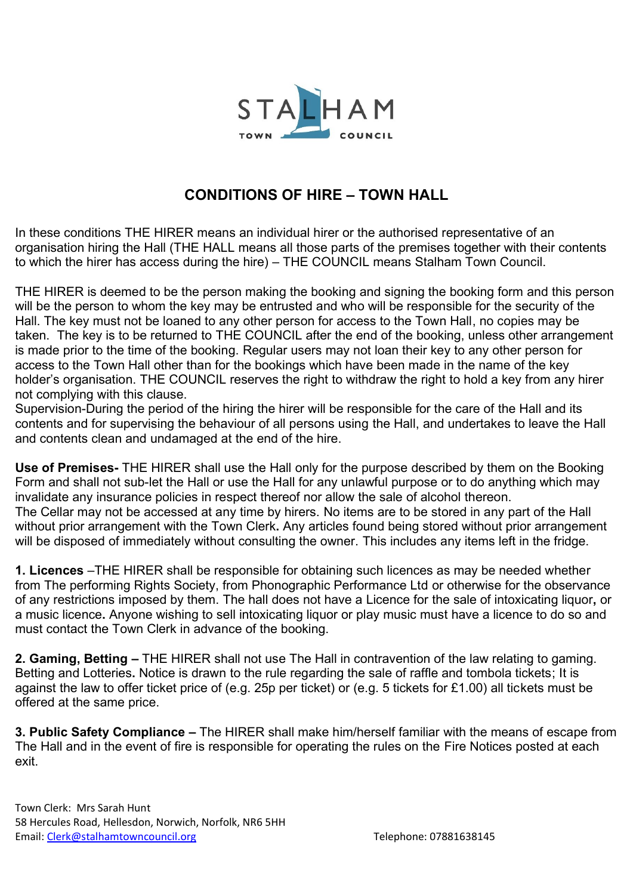# CONDITIONS OF HIRE – TOWN HALL

In these conditions THE HIRER means an individual hirer or the authorised representative of an organisation hiring the Hall (THE HALL means all those parts of the premises together with their contents to which the hirer has access during the hire) – THE COUNCIL means Stalham Town Council.

THE HIRER is deemed to be the person making the booking and signing the booking form and this person will be the person to whom the key may be entrusted and who will be responsible for the security of the Hall. The key must not be loaned to any other person for access to the Town Hall, no copies may be taken. The key is to be returned to THE COUNCIL after the end of the booking, unless other arrangement is made prior to the time of the booking. Regular users may not loan their key to any other person for access to the Town Hall other than for the bookings which have been made in the name of the key holder's organisation. THE COUNCIL reserves the right to withdraw the right to hold a key from any hirer not complying with this clause.
Supervision-During the period of the hiring the hirer will be responsible for the care of the Hall and its contents and for supervising the behaviour of all persons using the Hall, and undertakes to leave the Hall and contents clean and undamaged at the end of the hire.

**Use of Premises-** THE HIRER shall use the Hall only for the purpose described by them on the Booking Form and shall not sub-let the Hall or use the Hall for any unlawful purpose or to do anything which may invalidate any insurance policies in respect thereof nor allow the sale of alcohol thereon.
The Cellar may not be accessed at any time by hirers. No items are to be stored in any part of the Hall without prior arrangement with the Town Clerk**.** Any articles found being stored without prior arrangement will be disposed of immediately without consulting the owner. This includes any items left in the fridge.

**1. Licences** –THE HIRER shall be responsible for obtaining such licences as may be needed whether from The performing Rights Society, from Phonographic Performance Ltd or otherwise for the observance of any restrictions imposed by them. The hall does not have a Licence for the sale of intoxicating liquor**,** or a music licence**.** Anyone wishing to sell intoxicating liquor or play music must have a licence to do so and must contact the Town Clerk in advance of the booking.

**2. Gaming, Betting –** THE HIRER shall not use The Hall in contravention of the law relating to gaming. Betting and Lotteries**.** Notice is drawn to the rule regarding the sale of raffle and tombola tickets; It is against the law to offer ticket price of (e.g. 25p per ticket) or (e.g. 5 tickets for £1.00) all tickets must be offered at the same price.

**3. Public Safety Compliance –** The HIRER shall make him/herself familiar with the means of escape from The Hall and in the event of fire is responsible for operating the rules on the Fire Notices posted at each exit.

Town Clerk: Mrs Sarah Hunt
58 Hercules Road, Hellesdon, Norwich, Norfolk, NR6 5HH
Email: Clerk@stalhamtowncouncil.org Telephone: 07881638145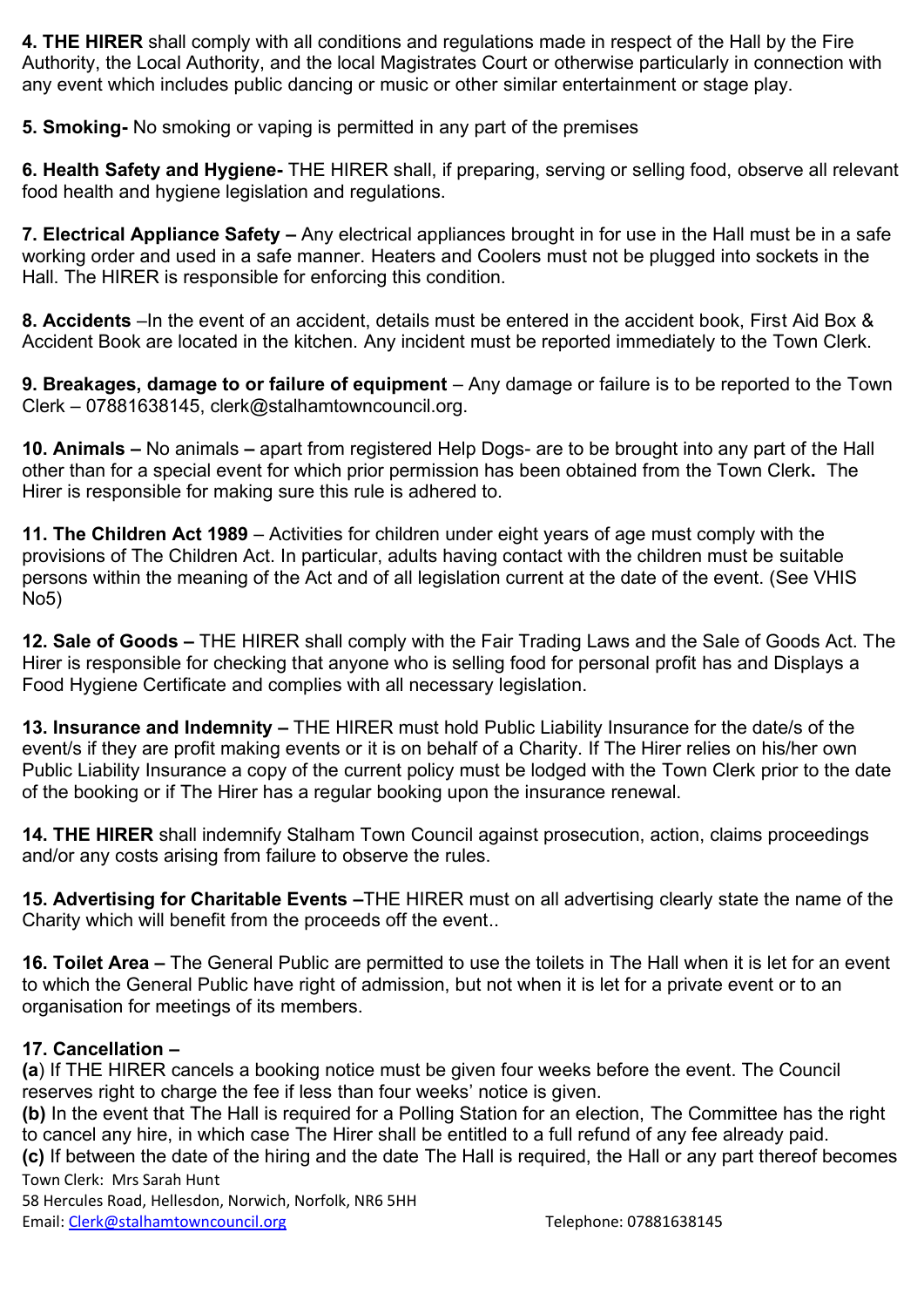**4. THE HIRER** shall comply with all conditions and regulations made in respect of the Hall by the Fire Authority, the Local Authority, and the local Magistrates Court or otherwise particularly in connection with any event which includes public dancing or music or other similar entertainment or stage play.

**5. Smoking-** No smoking or vaping is permitted in any part of the premises

**6. Health Safety and Hygiene-** THE HIRER shall, if preparing, serving or selling food, observe all relevant food health and hygiene legislation and regulations.

**7. Electrical Appliance Safety –** Any electrical appliances brought in for use in the Hall must be in a safe working order and used in a safe manner. Heaters and Coolers must not be plugged into sockets in the Hall. The HIRER is responsible for enforcing this condition.

**8. Accidents** –In the event of an accident, details must be entered in the accident book, First Aid Box & Accident Book are located in the kitchen. Any incident must be reported immediately to the Town Clerk.

**9. Breakages, damage to or failure of equipment** – Any damage or failure is to be reported to the Town Clerk – 07881638145, clerk@stalhamtowncouncil.org.

**10. Animals –** No animals **–** apart from registered Help Dogs- are to be brought into any part of the Hall other than for a special event for which prior permission has been obtained from the Town Clerk**.** The Hirer is responsible for making sure this rule is adhered to.

**11. The Children Act 1989** – Activities for children under eight years of age must comply with the provisions of The Children Act. In particular, adults having contact with the children must be suitable persons within the meaning of the Act and of all legislation current at the date of the event. (See VHIS No5)

**12. Sale of Goods –** THE HIRER shall comply with the Fair Trading Laws and the Sale of Goods Act. The Hirer is responsible for checking that anyone who is selling food for personal profit has and Displays a Food Hygiene Certificate and complies with all necessary legislation.

**13. Insurance and Indemnity –** THE HIRER must hold Public Liability Insurance for the date/s of the event/s if they are profit making events or it is on behalf of a Charity. If The Hirer relies on his/her own Public Liability Insurance a copy of the current policy must be lodged with the Town Clerk prior to the date of the booking or if The Hirer has a regular booking upon the insurance renewal.

**14. THE HIRER** shall indemnify Stalham Town Council against prosecution, action, claims proceedings and/or any costs arising from failure to observe the rules.

**15. Advertising for Charitable Events –**THE HIRER must on all advertising clearly state the name of the Charity which will benefit from the proceeds off the event..

**16. Toilet Area –** The General Public are permitted to use the toilets in The Hall when it is let for an event to which the General Public have right of admission, but not when it is let for a private event or to an organisation for meetings of its members.

**17. Cancellation –**

**(a**) If THE HIRER cancels a booking notice must be given four weeks before the event. The Council reserves right to charge the fee if less than four weeks' notice is given.

**(b)** In the event that The Hall is required for a Polling Station for an election, The Committee has the right to cancel any hire, in which case The Hirer shall be entitled to a full refund of any fee already paid.

**(c)** If between the date of the hiring and the date The Hall is required, the Hall or any part thereof becomes

Town Clerk: Mrs Sarah Hunt
58 Hercules Road, Hellesdon, Norwich, Norfolk, NR6 5HH
Email: Clerk@stalhamtowncouncil.org Telephone: 07881638145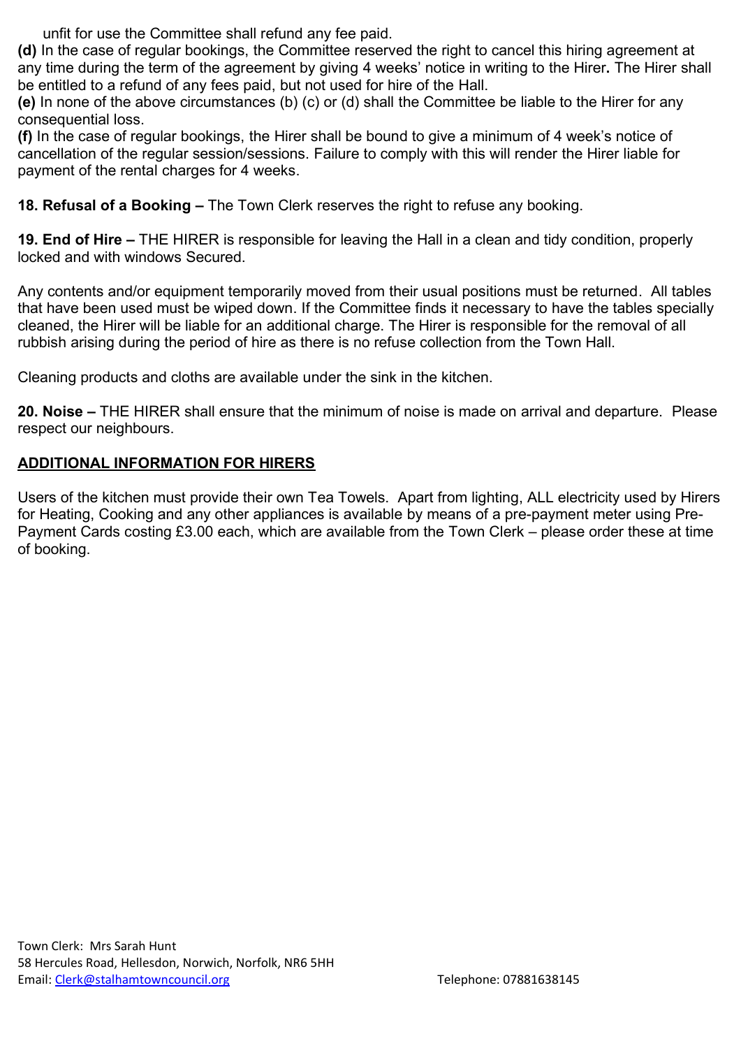unfit for use the Committee shall refund any fee paid.

**(d)** In the case of regular bookings, the Committee reserved the right to cancel this hiring agreement at any time during the term of the agreement by giving 4 weeks' notice in writing to the Hirer**.** The Hirer shall be entitled to a refund of any fees paid, but not used for hire of the Hall.

**(e)** In none of the above circumstances (b) (c) or (d) shall the Committee be liable to the Hirer for any consequential loss.

**(f)** In the case of regular bookings, the Hirer shall be bound to give a minimum of 4 week's notice of cancellation of the regular session/sessions. Failure to comply with this will render the Hirer liable for payment of the rental charges for 4 weeks.

**18. Refusal of a Booking –** The Town Clerk reserves the right to refuse any booking.

**19. End of Hire –** THE HIRER is responsible for leaving the Hall in a clean and tidy condition, properly locked and with windows Secured.

Any contents and/or equipment temporarily moved from their usual positions must be returned. All tables that have been used must be wiped down. If the Committee finds it necessary to have the tables specially cleaned, the Hirer will be liable for an additional charge. The Hirer is responsible for the removal of all rubbish arising during the period of hire as there is no refuse collection from the Town Hall.

Cleaning products and cloths are available under the sink in the kitchen.

**20. Noise –** THE HIRER shall ensure that the minimum of noise is made on arrival and departure. Please respect our neighbours.

## ADDITIONAL INFORMATION FOR HIRERS

Users of the kitchen must provide their own Tea Towels. Apart from lighting, ALL electricity used by Hirers for Heating, Cooking and any other appliances is available by means of a pre-payment meter using Pre-Payment Cards costing £3.00 each, which are available from the Town Clerk – please order these at time of booking.

Town Clerk: Mrs Sarah Hunt
58 Hercules Road, Hellesdon, Norwich, Norfolk, NR6 5HH
Email: Clerk@stalhamtowncouncil.org Telephone: 07881638145